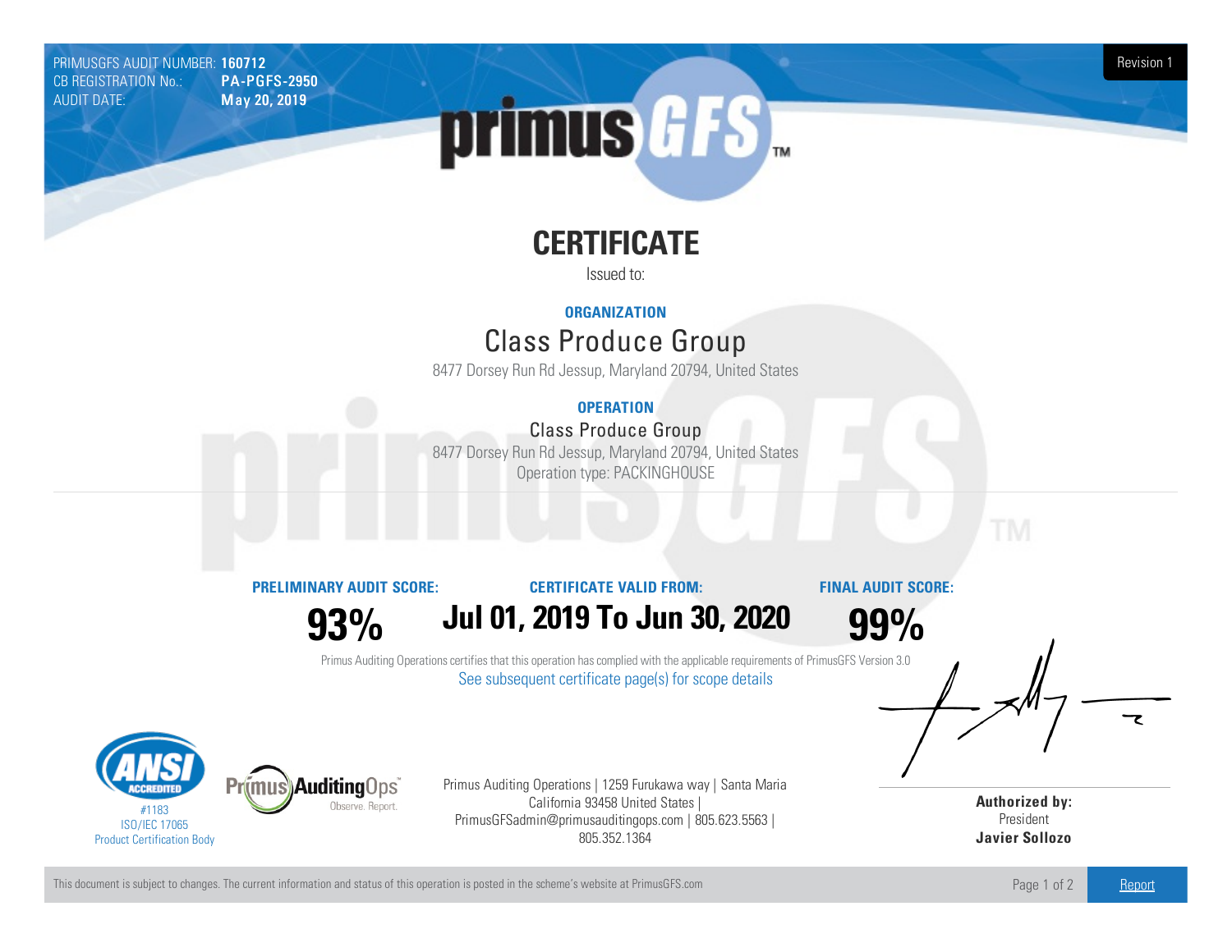PRIMUSGFS AUDIT NUMBER: **160712**
CB REGISTRATION No.: **PA-PGFS-2950**
AUDIT DATE: **May 20, 2019**

Revision 1

# CERTIFICATE

Issued to:

**ORGANIZATION**

## Class Produce Group

8477 Dorsey Run Rd Jessup, Maryland 20794, United States

**OPERATION**

### Class Produce Group

8477 Dorsey Run Rd Jessup, Maryland 20794, United States
Operation type: PACKINGHOUSE

| PRELIMINARY AUDIT SCORE: | CERTIFICATE VALID FROM: | FINAL AUDIT SCORE: |
|---|---|---|
| **93%** | **Jul 01, 2019 To Jun 30, 2020** | **99%** |

Primus Auditing Operations certifies that this operation has complied with the applicable requirements of PrimusGFS Version 3.0

See subsequent certificate page(s) for scope details

ANSI ACCREDITED #1183 ISO/IEC 17065 Product Certification Body

Primus AuditingOps Observe. Report.

Primus Auditing Operations | 1259 Furukawa way | Santa Maria California 93458 United States | PrimusGFSadmin@primusauditingops.com | 805.623.5563 | 805.352.1364

**Authorized by:**
President
**Javier Sollozo**

This document is subject to changes. The current information and status of this operation is posted in the scheme's website at PrimusGFS.com

Report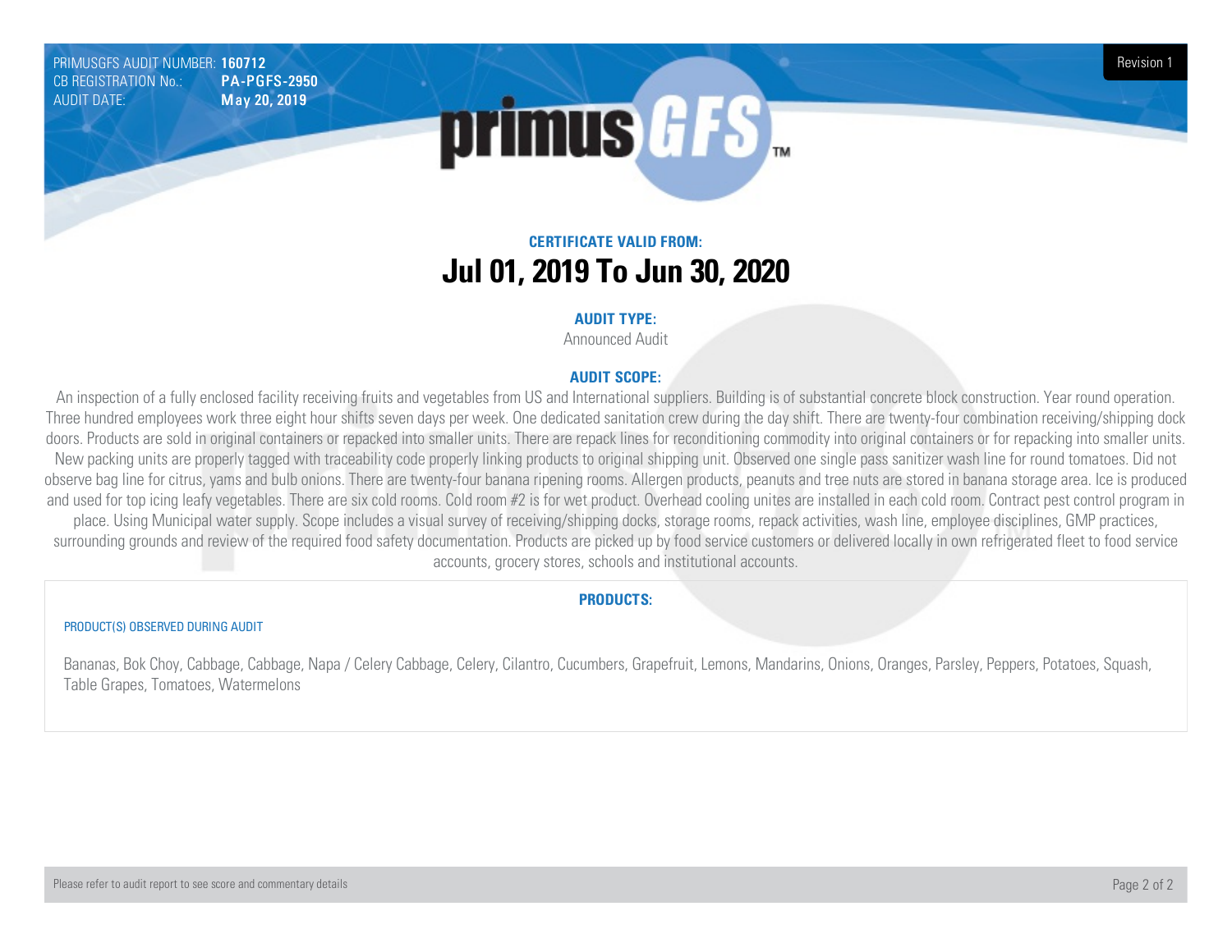PRIMUSGFS AUDIT NUMBER: **160712**
CB REGISTRATION No.: **PA-PGFS-2950**
AUDIT DATE: **May 20, 2019**

Revision 1

primus GFS™

**CERTIFICATE VALID FROM:**

# Jul 01, 2019 To Jun 30, 2020

**AUDIT TYPE:**

Announced Audit

**AUDIT SCOPE:**

An inspection of a fully enclosed facility receiving fruits and vegetables from US and International suppliers. Building is of substantial concrete block construction. Year round operation. Three hundred employees work three eight hour shifts seven days per week. One dedicated sanitation crew during the day shift. There are twenty-four combination receiving/shipping dock doors. Products are sold in original containers or repacked into smaller units. There are repack lines for reconditioning commodity into original containers or for repacking into smaller units. New packing units are properly tagged with traceability code properly linking products to original shipping unit. Observed one single pass sanitizer wash line for round tomatoes. Did not observe bag line for citrus, yams and bulb onions. There are twenty-four banana ripening rooms. Allergen products, peanuts and tree nuts are stored in banana storage area. Ice is produced and used for top icing leafy vegetables. There are six cold rooms. Cold room #2 is for wet product. Overhead cooling unites are installed in each cold room. Contract pest control program in place. Using Municipal water supply. Scope includes a visual survey of receiving/shipping docks, storage rooms, repack activities, wash line, employee disciplines, GMP practices, surrounding grounds and review of the required food safety documentation. Products are picked up by food service customers or delivered locally in own refrigerated fleet to food service accounts, grocery stores, schools and institutional accounts.

**PRODUCTS:**

PRODUCT(S) OBSERVED DURING AUDIT

Bananas, Bok Choy, Cabbage, Cabbage, Napa / Celery Cabbage, Celery, Cilantro, Cucumbers, Grapefruit, Lemons, Mandarins, Onions, Oranges, Parsley, Peppers, Potatoes, Squash, Table Grapes, Tomatoes, Watermelons

Please refer to audit report to see score and commentary details